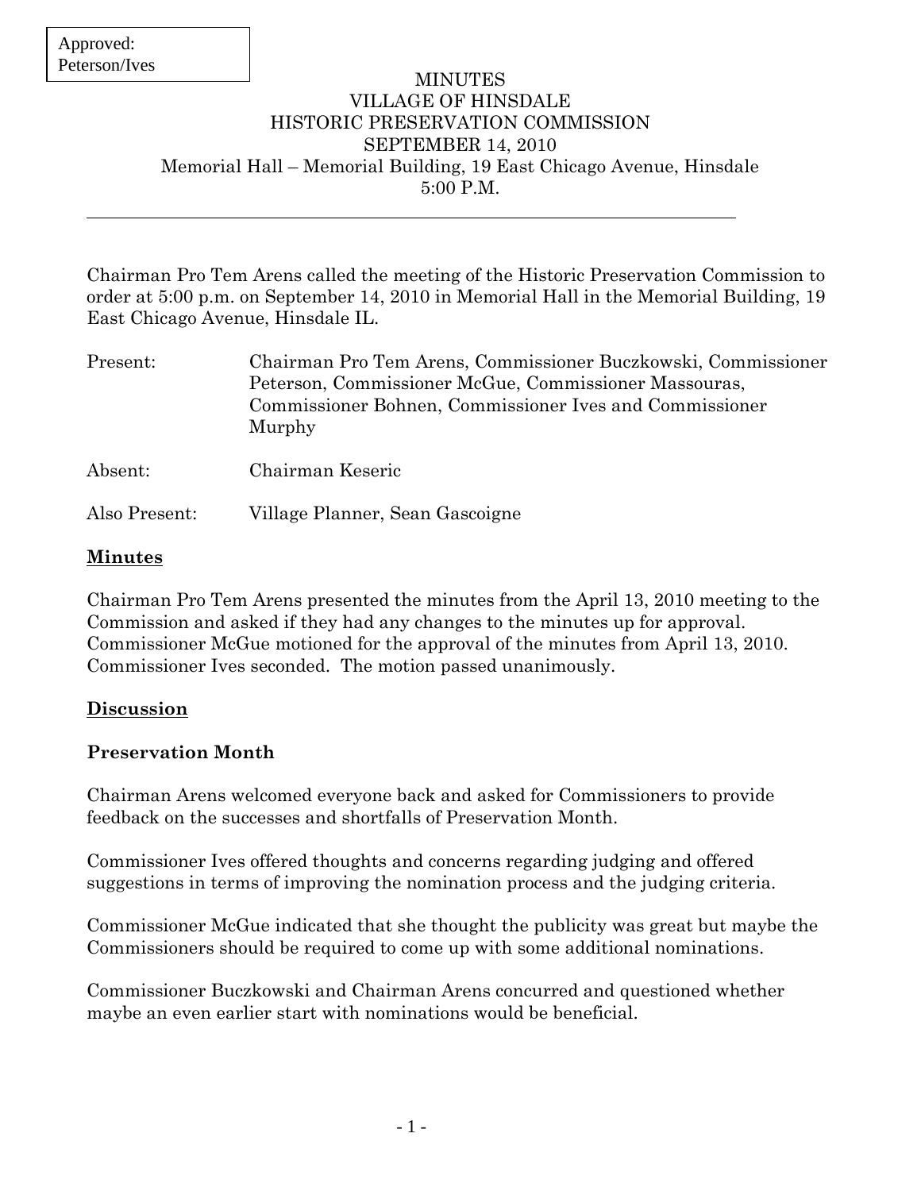Approved: Peterson/Ives

# MINUTES
## VILLAGE OF HINSDALE
## HISTORIC PRESERVATION COMMISSION
## SEPTEMBER 14, 2010
Memorial Hall – Memorial Building, 19 East Chicago Avenue, Hinsdale
5:00 P.M.

---

Chairman Pro Tem Arens called the meeting of the Historic Preservation Commission to order at 5:00 p.m. on September 14, 2010 in Memorial Hall in the Memorial Building, 19 East Chicago Avenue, Hinsdale IL.

| | |
|---|---|
| Present: | Chairman Pro Tem Arens, Commissioner Buczkowski, Commissioner Peterson, Commissioner McGue, Commissioner Massouras, Commissioner Bohnen, Commissioner Ives and Commissioner Murphy |
| Absent: | Chairman Keseric |
| Also Present: | Village Planner, Sean Gascoigne |

## Minutes

Chairman Pro Tem Arens presented the minutes from the April 13, 2010 meeting to the Commission and asked if they had any changes to the minutes up for approval. Commissioner McGue motioned for the approval of the minutes from April 13, 2010. Commissioner Ives seconded. The motion passed unanimously.

## Discussion

### Preservation Month

Chairman Arens welcomed everyone back and asked for Commissioners to provide feedback on the successes and shortfalls of Preservation Month.

Commissioner Ives offered thoughts and concerns regarding judging and offered suggestions in terms of improving the nomination process and the judging criteria.

Commissioner McGue indicated that she thought the publicity was great but maybe the Commissioners should be required to come up with some additional nominations.

Commissioner Buczkowski and Chairman Arens concurred and questioned whether maybe an even earlier start with nominations would be beneficial.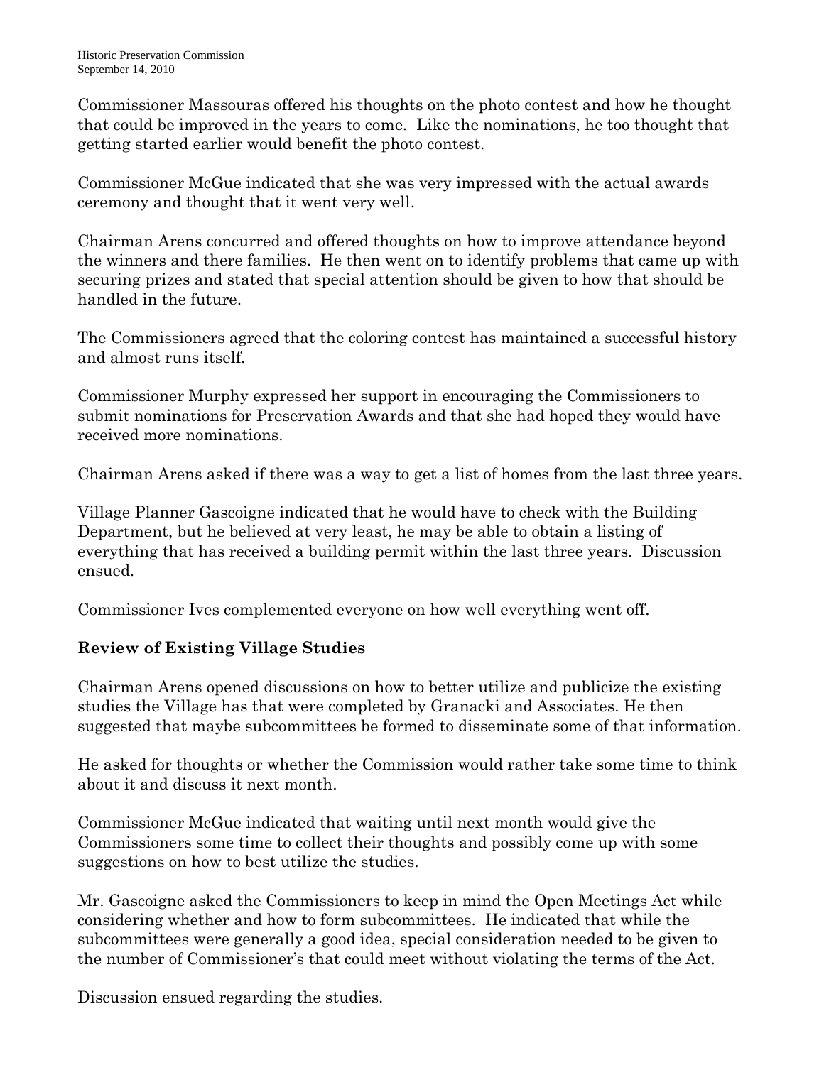Commissioner Massouras offered his thoughts on the photo contest and how he thought that could be improved in the years to come. Like the nominations, he too thought that getting started earlier would benefit the photo contest.

Commissioner McGue indicated that she was very impressed with the actual awards ceremony and thought that it went very well.

Chairman Arens concurred and offered thoughts on how to improve attendance beyond the winners and there families. He then went on to identify problems that came up with securing prizes and stated that special attention should be given to how that should be handled in the future.

The Commissioners agreed that the coloring contest has maintained a successful history and almost runs itself.

Commissioner Murphy expressed her support in encouraging the Commissioners to submit nominations for Preservation Awards and that she had hoped they would have received more nominations.

Chairman Arens asked if there was a way to get a list of homes from the last three years.

Village Planner Gascoigne indicated that he would have to check with the Building Department, but he believed at very least, he may be able to obtain a listing of everything that has received a building permit within the last three years. Discussion ensued.

Commissioner Ives complemented everyone on how well everything went off.

**Review of Existing Village Studies**

Chairman Arens opened discussions on how to better utilize and publicize the existing studies the Village has that were completed by Granacki and Associates. He then suggested that maybe subcommittees be formed to disseminate some of that information.

He asked for thoughts or whether the Commission would rather take some time to think about it and discuss it next month.

Commissioner McGue indicated that waiting until next month would give the Commissioners some time to collect their thoughts and possibly come up with some suggestions on how to best utilize the studies.

Mr. Gascoigne asked the Commissioners to keep in mind the Open Meetings Act while considering whether and how to form subcommittees. He indicated that while the subcommittees were generally a good idea, special consideration needed to be given to the number of Commissioner's that could meet without violating the terms of the Act.

Discussion ensued regarding the studies.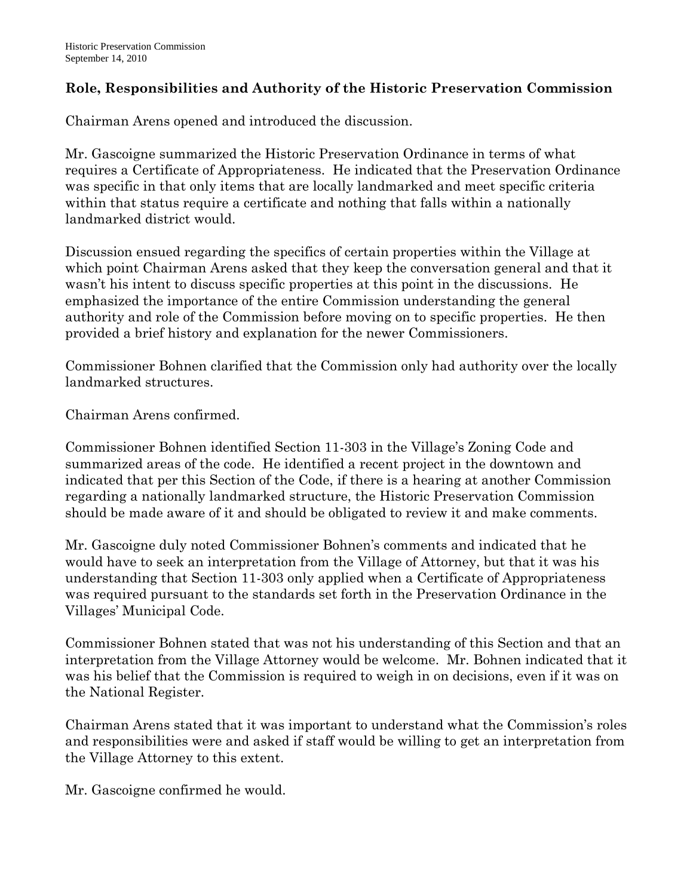## Role, Responsibilities and Authority of the Historic Preservation Commission

Chairman Arens opened and introduced the discussion.

Mr. Gascoigne summarized the Historic Preservation Ordinance in terms of what requires a Certificate of Appropriateness. He indicated that the Preservation Ordinance was specific in that only items that are locally landmarked and meet specific criteria within that status require a certificate and nothing that falls within a nationally landmarked district would.

Discussion ensued regarding the specifics of certain properties within the Village at which point Chairman Arens asked that they keep the conversation general and that it wasn't his intent to discuss specific properties at this point in the discussions. He emphasized the importance of the entire Commission understanding the general authority and role of the Commission before moving on to specific properties. He then provided a brief history and explanation for the newer Commissioners.

Commissioner Bohnen clarified that the Commission only had authority over the locally landmarked structures.

Chairman Arens confirmed.

Commissioner Bohnen identified Section 11-303 in the Village's Zoning Code and summarized areas of the code. He identified a recent project in the downtown and indicated that per this Section of the Code, if there is a hearing at another Commission regarding a nationally landmarked structure, the Historic Preservation Commission should be made aware of it and should be obligated to review it and make comments.

Mr. Gascoigne duly noted Commissioner Bohnen's comments and indicated that he would have to seek an interpretation from the Village of Attorney, but that it was his understanding that Section 11-303 only applied when a Certificate of Appropriateness was required pursuant to the standards set forth in the Preservation Ordinance in the Villages' Municipal Code.

Commissioner Bohnen stated that was not his understanding of this Section and that an interpretation from the Village Attorney would be welcome. Mr. Bohnen indicated that it was his belief that the Commission is required to weigh in on decisions, even if it was on the National Register.

Chairman Arens stated that it was important to understand what the Commission's roles and responsibilities were and asked if staff would be willing to get an interpretation from the Village Attorney to this extent.

Mr. Gascoigne confirmed he would.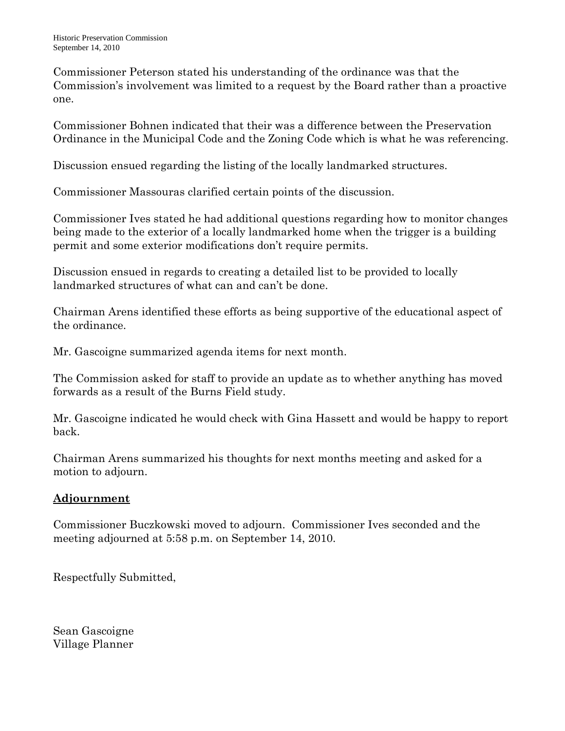Commissioner Peterson stated his understanding of the ordinance was that the Commission's involvement was limited to a request by the Board rather than a proactive one.

Commissioner Bohnen indicated that their was a difference between the Preservation Ordinance in the Municipal Code and the Zoning Code which is what he was referencing.

Discussion ensued regarding the listing of the locally landmarked structures.

Commissioner Massouras clarified certain points of the discussion.

Commissioner Ives stated he had additional questions regarding how to monitor changes being made to the exterior of a locally landmarked home when the trigger is a building permit and some exterior modifications don't require permits.

Discussion ensued in regards to creating a detailed list to be provided to locally landmarked structures of what can and can't be done.

Chairman Arens identified these efforts as being supportive of the educational aspect of the ordinance.

Mr. Gascoigne summarized agenda items for next month.

The Commission asked for staff to provide an update as to whether anything has moved forwards as a result of the Burns Field study.

Mr. Gascoigne indicated he would check with Gina Hassett and would be happy to report back.

Chairman Arens summarized his thoughts for next months meeting and asked for a motion to adjourn.

## Adjournment

Commissioner Buczkowski moved to adjourn. Commissioner Ives seconded and the meeting adjourned at 5:58 p.m. on September 14, 2010.

Respectfully Submitted,

Sean Gascoigne
Village Planner